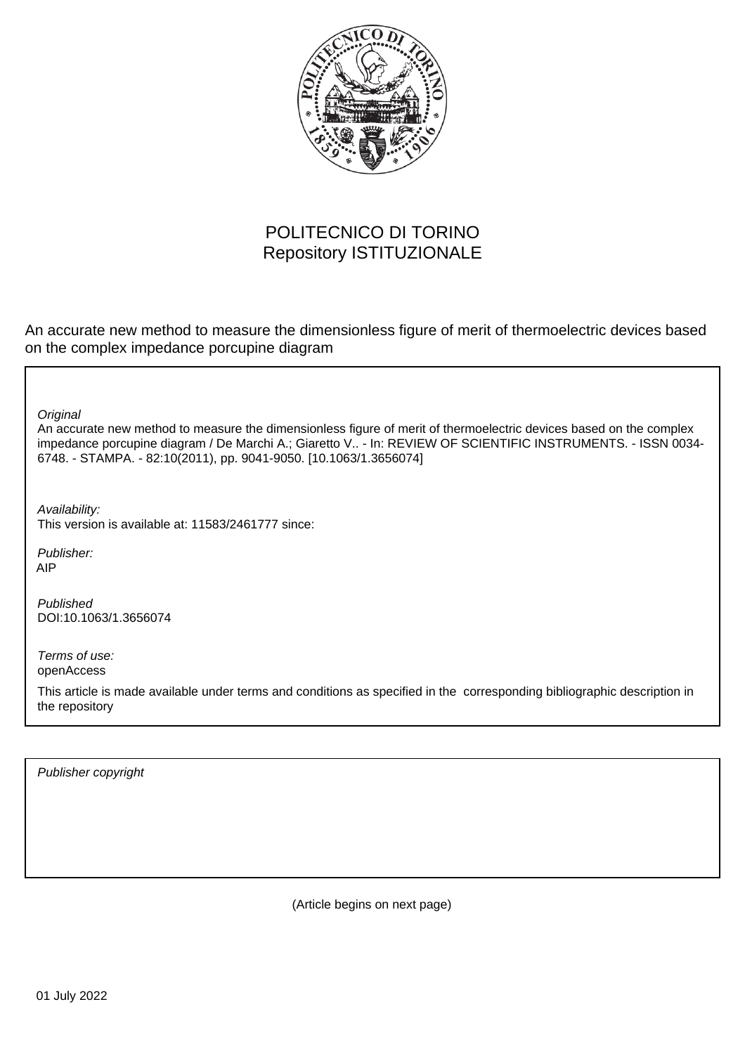POLITECNICO DI TORINO
Repository ISTITUZIONALE

An accurate new method to measure the dimensionless figure of merit of thermoelectric devices based on the complex impedance porcupine diagram

*Original*
An accurate new method to measure the dimensionless figure of merit of thermoelectric devices based on the complex impedance porcupine diagram / De Marchi A.; Giaretto V.. - In: REVIEW OF SCIENTIFIC INSTRUMENTS. - ISSN 0034-6748. - STAMPA. - 82:10(2011), pp. 9041-9050. [10.1063/1.3656074]

*Availability:*
This version is available at: 11583/2461777 since:

*Publisher:*
AIP

*Published*
DOI:10.1063/1.3656074

*Terms of use:*
openAccess

This article is made available under terms and conditions as specified in the corresponding bibliographic description in the repository

*Publisher copyright*

(Article begins on next page)

01 July 2022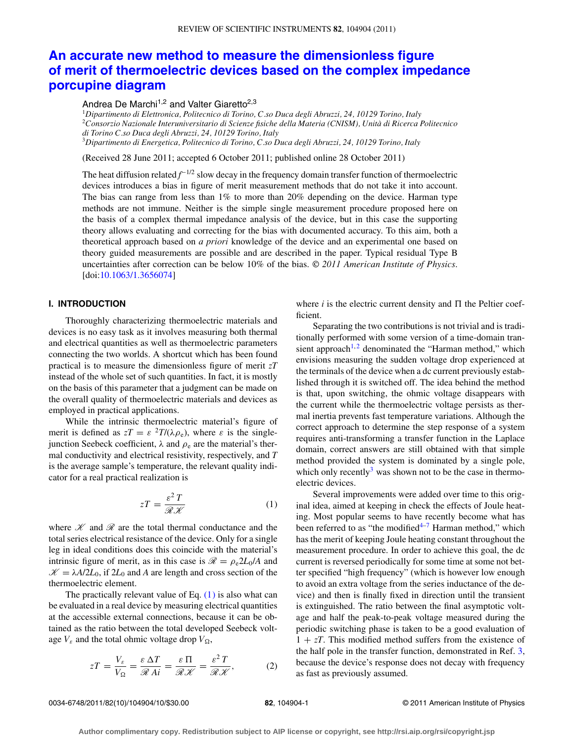# An accurate new method to measure the dimensionless figure of merit of thermoelectric devices based on the complex impedance porcupine diagram

Andrea De Marchi[1,2] and Valter Giaretto[2,3]

[1]*Dipartimento di Elettronica, Politecnico di Torino, C.so Duca degli Abruzzi, 24, 10129 Torino, Italy*
[2]*Consorzio Nazionale Interuniversitario di Scienze fisiche della Materia (CNISM), Unità di Ricerca Politecnico di Torino C.so Duca degli Abruzzi, 24, 10129 Torino, Italy*
[3]*Dipartimento di Energetica, Politecnico di Torino, C.so Duca degli Abruzzi, 24, 10129 Torino, Italy*

(Received 28 June 2011; accepted 6 October 2011; published online 28 October 2011)

The heat diffusion related $f^{-1/2}$ slow decay in the frequency domain transfer function of thermoelectric devices introduces a bias in figure of merit measurement methods that do not take it into account. The bias can range from less than 1% to more than 20% depending on the device. Harman type methods are not immune. Neither is the simple single measurement procedure proposed here on the basis of a complex thermal impedance analysis of the device, but in this case the supporting theory allows evaluating and correcting for the bias with documented accuracy. To this aim, both a theoretical approach based on *a priori* knowledge of the device and an experimental one based on theory guided measurements are possible and are described in the paper. Typical residual Type B uncertainties after correction can be below 10% of the bias. © *2011 American Institute of Physics*. [doi:10.1063/1.3656074]

## I. INTRODUCTION

Thoroughly characterizing thermoelectric materials and devices is no easy task as it involves measuring both thermal and electrical quantities as well as thermoelectric parameters connecting the two worlds. A shortcut which has been found practical is to measure the dimensionless figure of merit $zT$ instead of the whole set of such quantities. In fact, it is mostly on the basis of this parameter that a judgment can be made on the overall quality of thermoelectric materials and devices as employed in practical applications.

While the intrinsic thermoelectric material's figure of merit is defined as $zT = \varepsilon^{2}T/(\lambda\rho_{e})$, where $\varepsilon$ is the single-junction Seebeck coefficient, $\lambda$ and $\rho_e$ are the material's thermal conductivity and electrical resistivity, respectively, and $T$ is the average sample's temperature, the relevant quality indicator for a real practical realization is

$$zT = \frac{\varepsilon^2 T}{\mathscr{R}\mathscr{K}} \tag{1}$$

where $\mathscr{K}$ and $\mathscr{R}$ are the total thermal conductance and the total series electrical resistance of the device. Only for a single leg in ideal conditions does this coincide with the material's intrinsic figure of merit, as in this case is $\mathscr{R} = \rho_e 2L_0/A$ and $\mathscr{K} = \lambda A/2L_0$, if $2L_0$ and $A$ are length and cross section of the thermoelectric element.

The practically relevant value of Eq. (1) is also what can be evaluated in a real device by measuring electrical quantities at the accessible external connections, because it can be obtained as the ratio between the total developed Seebeck voltage $V_\varepsilon$ and the total ohmic voltage drop $V_\Omega$,

$$zT = \frac{V_\varepsilon}{V_\Omega} = \frac{\varepsilon\,\Delta T}{\mathscr{R}\,Ai} = \frac{\varepsilon\,\Pi}{\mathscr{R}\mathscr{K}} = \frac{\varepsilon^2 T}{\mathscr{R}\mathscr{K}}, \tag{2}$$

where $i$ is the electric current density and $\Pi$ the Peltier coefficient.

Separating the two contributions is not trivial and is traditionally performed with some version of a time-domain transient approach[1,2] denominated the "Harman method," which envisions measuring the sudden voltage drop experienced at the terminals of the device when a dc current previously established through it is switched off. The idea behind the method is that, upon switching, the ohmic voltage disappears with the current while the thermoelectric voltage persists as thermal inertia prevents fast temperature variations. Although the correct approach to determine the step response of a system requires anti-transforming a transfer function in the Laplace domain, correct answers are still obtained with that simple method provided the system is dominated by a single pole, which only recently[3] was shown not to be the case in thermoelectric devices.

Several improvements were added over time to this original idea, aimed at keeping in check the effects of Joule heating. Most popular seems to have recently become what has been referred to as "the modified[4–7] Harman method," which has the merit of keeping Joule heating constant throughout the measurement procedure. In order to achieve this goal, the dc current is reversed periodically for some time at some not better specified "high frequency" (which is however low enough to avoid an extra voltage from the series inductance of the device) and then is finally fixed in direction until the transient is extinguished. The ratio between the final asymptotic voltage and half the peak-to-peak voltage measured during the periodic switching phase is taken to be a good evaluation of $1 + zT$. This modified method suffers from the existence of the half pole in the transfer function, demonstrated in Ref. 3, because the device's response does not decay with frequency as fast as previously assumed.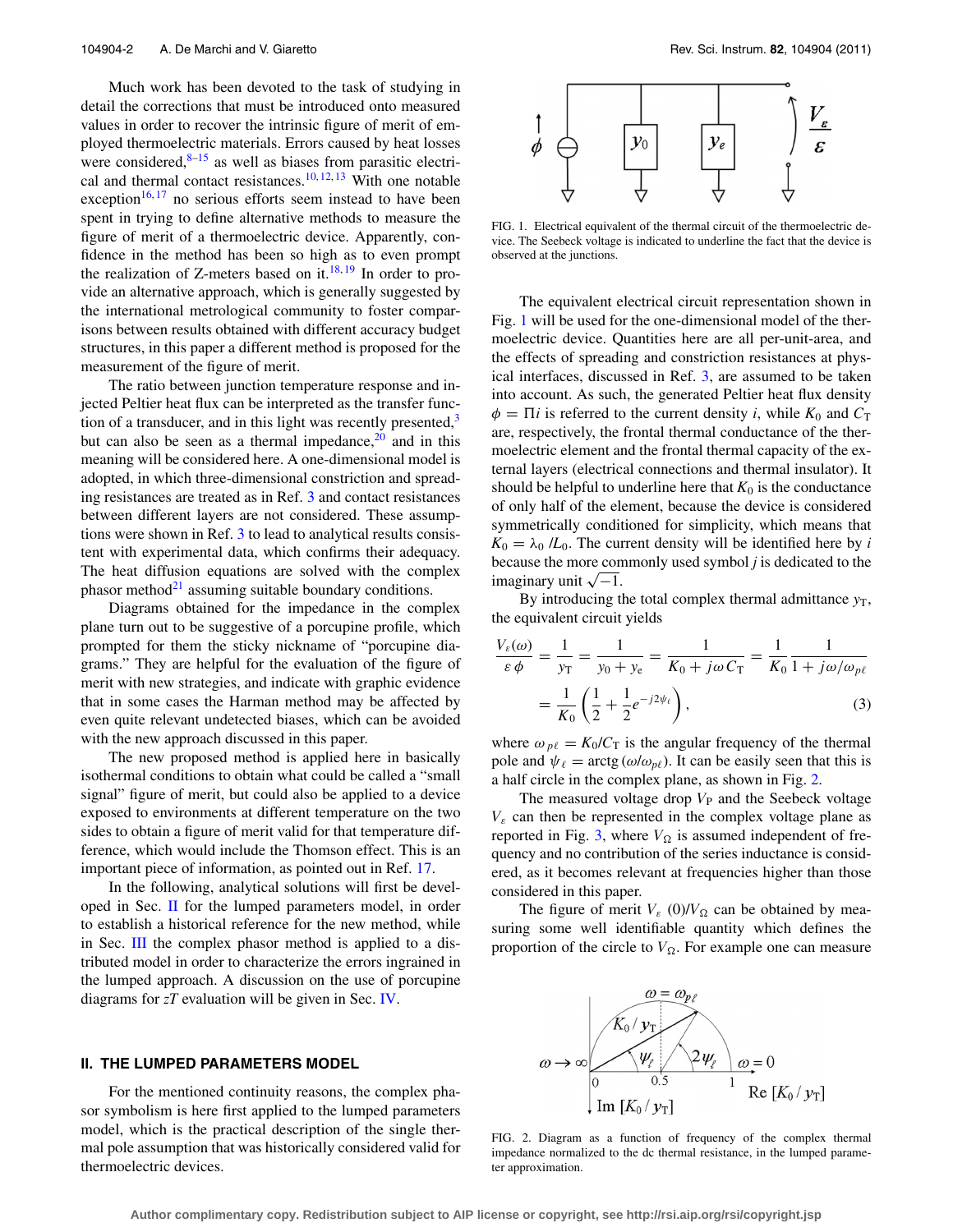Much work has been devoted to the task of studying in detail the corrections that must be introduced onto measured values in order to recover the intrinsic figure of merit of employed thermoelectric materials. Errors caused by heat losses were considered,[8–15] as well as biases from parasitic electrical and thermal contact resistances.[10,12,13] With one notable exception[16,17] no serious efforts seem instead to have been spent in trying to define alternative methods to measure the figure of merit of a thermoelectric device. Apparently, confidence in the method has been so high as to even prompt the realization of Z-meters based on it.[18,19] In order to provide an alternative approach, which is generally suggested by the international metrological community to foster comparisons between results obtained with different accuracy budget structures, in this paper a different method is proposed for the measurement of the figure of merit.

The ratio between junction temperature response and injected Peltier heat flux can be interpreted as the transfer function of a transducer, and in this light was recently presented,[3] but can also be seen as a thermal impedance,[20] and in this meaning will be considered here. A one-dimensional model is adopted, in which three-dimensional constriction and spreading resistances are treated as in Ref. 3 and contact resistances between different layers are not considered. These assumptions were shown in Ref. 3 to lead to analytical results consistent with experimental data, which confirms their adequacy. The heat diffusion equations are solved with the complex phasor method[21] assuming suitable boundary conditions.

Diagrams obtained for the impedance in the complex plane turn out to be suggestive of a porcupine profile, which prompted for them the sticky nickname of "porcupine diagrams." They are helpful for the evaluation of the figure of merit with new strategies, and indicate with graphic evidence that in some cases the Harman method may be affected by even quite relevant undetected biases, which can be avoided with the new approach discussed in this paper.

The new proposed method is applied here in basically isothermal conditions to obtain what could be called a "small signal" figure of merit, but could also be applied to a device exposed to environments at different temperature on the two sides to obtain a figure of merit valid for that temperature difference, which would include the Thomson effect. This is an important piece of information, as pointed out in Ref. 17.

In the following, analytical solutions will first be developed in Sec. II for the lumped parameters model, in order to establish a historical reference for the new method, while in Sec. III the complex phasor method is applied to a distributed model in order to characterize the errors ingrained in the lumped approach. A discussion on the use of porcupine diagrams for $zT$ evaluation will be given in Sec. IV.

## II. THE LUMPED PARAMETERS MODEL

For the mentioned continuity reasons, the complex phasor symbolism is here first applied to the lumped parameters model, which is the practical description of the single thermal pole assumption that was historically considered valid for thermoelectric devices.

FIG. 1. Electrical equivalent of the thermal circuit of the thermoelectric device. The Seebeck voltage is indicated to underline the fact that the device is observed at the junctions.

The equivalent electrical circuit representation shown in Fig. 1 will be used for the one-dimensional model of the thermoelectric device. Quantities here are all per-unit-area, and the effects of spreading and constriction resistances at physical interfaces, discussed in Ref. 3, are assumed to be taken into account. As such, the generated Peltier heat flux density $\phi = \Pi i$ is referred to the current density $i$, while $K_0$ and $C_T$ are, respectively, the frontal thermal conductance of the thermoelectric element and the frontal thermal capacity of the external layers (electrical connections and thermal insulator). It should be helpful to underline here that $K_0$ is the conductance of only half of the element, because the device is considered symmetrically conditioned for simplicity, which means that $K_0 = \lambda_0 / L_0$. The current density will be identified here by $i$ because the more commonly used symbol $j$ is dedicated to the imaginary unit $\sqrt{-1}$.

By introducing the total complex thermal admittance $y_T$, the equivalent circuit yields

$$\frac{V_\varepsilon(\omega)}{\varepsilon\,\phi} = \frac{1}{y_T} = \frac{1}{y_0 + y_e} = \frac{1}{K_0 + j\omega C_T} = \frac{1}{K_0}\frac{1}{1 + j\omega/\omega_{p\ell}}$$
$$= \frac{1}{K_0}\left(\frac{1}{2} + \frac{1}{2}e^{-j2\psi_\ell}\right), \tag{3}$$

where $\omega_{p\ell} = K_0/C_T$ is the angular frequency of the thermal pole and $\psi_\ell = \text{arctg}\,(\omega/\omega_{p\ell})$. It can be easily seen that this is a half circle in the complex plane, as shown in Fig. 2.

The measured voltage drop $V_P$ and the Seebeck voltage $V_\varepsilon$ can then be represented in the complex voltage plane as reported in Fig. 3, where $V_\Omega$ is assumed independent of frequency and no contribution of the series inductance is considered, as it becomes relevant at frequencies higher than those considered in this paper.

The figure of merit $V_\varepsilon(0)/V_\Omega$ can be obtained by measuring some well identifiable quantity which defines the proportion of the circle to $V_\Omega$. For example one can measure

FIG. 2. Diagram as a function of frequency of the complex thermal impedance normalized to the dc thermal resistance, in the lumped parameter approximation.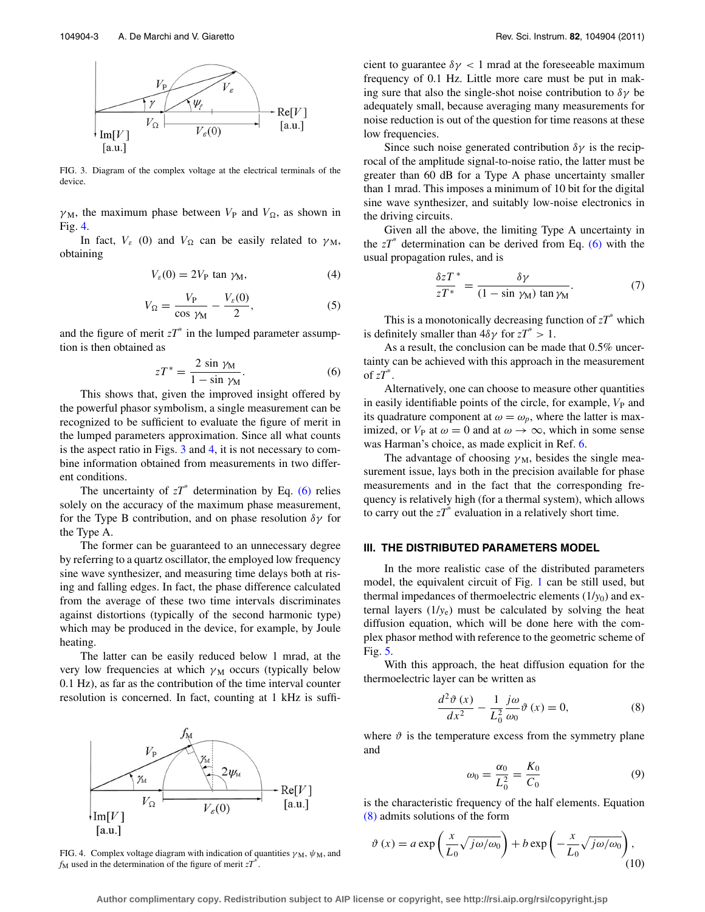FIG. 3. Diagram of the complex voltage at the electrical terminals of the device.

$\gamma_M$, the maximum phase between $V_P$ and $V_\Omega$, as shown in Fig. 4.

In fact, $V_\varepsilon$ (0) and $V_\Omega$ can be easily related to $\gamma_M$, obtaining

$$V_\varepsilon(0) = 2V_P \tan \gamma_M, \tag{4}$$

$$V_\Omega = \frac{V_P}{\cos \gamma_M} - \frac{V_\varepsilon(0)}{2}, \tag{5}$$

and the figure of merit $zT^*$ in the lumped parameter assumption is then obtained as

$$zT^* = \frac{2 \sin \gamma_M}{1 - \sin \gamma_M}. \tag{6}$$

This shows that, given the improved insight offered by the powerful phasor symbolism, a single measurement can be recognized to be sufficient to evaluate the figure of merit in the lumped parameters approximation. Since all what counts is the aspect ratio in Figs. 3 and 4, it is not necessary to combine information obtained from measurements in two different conditions.

The uncertainty of $zT^*$ determination by Eq. (6) relies solely on the accuracy of the maximum phase measurement, for the Type B contribution, and on phase resolution $\delta\gamma$ for the Type A.

The former can be guaranteed to an unnecessary degree by referring to a quartz oscillator, the employed low frequency sine wave synthesizer, and measuring time delays both at rising and falling edges. In fact, the phase difference calculated from the average of these two time intervals discriminates against distortions (typically of the second harmonic type) which may be produced in the device, for example, by Joule heating.

The latter can be easily reduced below 1 mrad, at the very low frequencies at which $\gamma_M$ occurs (typically below 0.1 Hz), as far as the contribution of the time interval counter resolution is concerned. In fact, counting at 1 kHz is sufficient to guarantee $\delta\gamma < 1$ mrad at the foreseeable maximum frequency of 0.1 Hz. Little more care must be put in making sure that also the single-shot noise contribution to $\delta\gamma$ be adequately small, because averaging many measurements for noise reduction is out of the question for time reasons at these low frequencies.

Since such noise generated contribution $\delta\gamma$ is the reciprocal of the amplitude signal-to-noise ratio, the latter must be greater than 60 dB for a Type A phase uncertainty smaller than 1 mrad. This imposes a minimum of 10 bit for the digital sine wave synthesizer, and suitably low-noise electronics in the driving circuits.

Given all the above, the limiting Type A uncertainty in the $zT^*$ determination can be derived from Eq. (6) with the usual propagation rules, and is

$$\frac{\delta zT^*}{zT^*} = \frac{\delta\gamma}{(1 - \sin \gamma_M) \tan \gamma_M}. \tag{7}$$

This is a monotonically decreasing function of $zT^*$ which is definitely smaller than $4\delta\gamma$ for $zT^* > 1$.

As a result, the conclusion can be made that 0.5% uncertainty can be achieved with this approach in the measurement of $zT^*$.

Alternatively, one can choose to measure other quantities in easily identifiable points of the circle, for example, $V_P$ and its quadrature component at $\omega = \omega_p$, where the latter is maximized, or $V_P$ at $\omega = 0$ and at $\omega \to \infty$, which in some sense was Harman's choice, as made explicit in Ref. 6.

The advantage of choosing $\gamma_M$, besides the single measurement issue, lays both in the precision available for phase measurements and in the fact that the corresponding frequency is relatively high (for a thermal system), which allows to carry out the $zT^*$ evaluation in a relatively short time.

FIG. 4. Complex voltage diagram with indication of quantities $\gamma_M$, $\psi_M$, and $f_M$ used in the determination of the figure of merit $zT^*$.

## III. THE DISTRIBUTED PARAMETERS MODEL

In the more realistic case of the distributed parameters model, the equivalent circuit of Fig. 1 can be still used, but thermal impedances of thermoelectric elements ($1/y_0$) and external layers ($1/y_e$) must be calculated by solving the heat diffusion equation, which will be done here with the complex phasor method with reference to the geometric scheme of Fig. 5.

With this approach, the heat diffusion equation for the thermoelectric layer can be written as

$$\frac{d^2\vartheta(x)}{dx^2} - \frac{1}{L_0^2}\frac{j\omega}{\omega_0}\vartheta(x) = 0, \tag{8}$$

where $\vartheta$ is the temperature excess from the symmetry plane and

$$\omega_0 = \frac{\alpha_0}{L_0^2} = \frac{K_0}{C_0} \tag{9}$$

is the characteristic frequency of the half elements. Equation (8) admits solutions of the form

$$\vartheta(x) = a \exp\left(\frac{x}{L_0}\sqrt{j\omega/\omega_0}\right) + b \exp\left(-\frac{x}{L_0}\sqrt{j\omega/\omega_0}\right), \tag{10}$$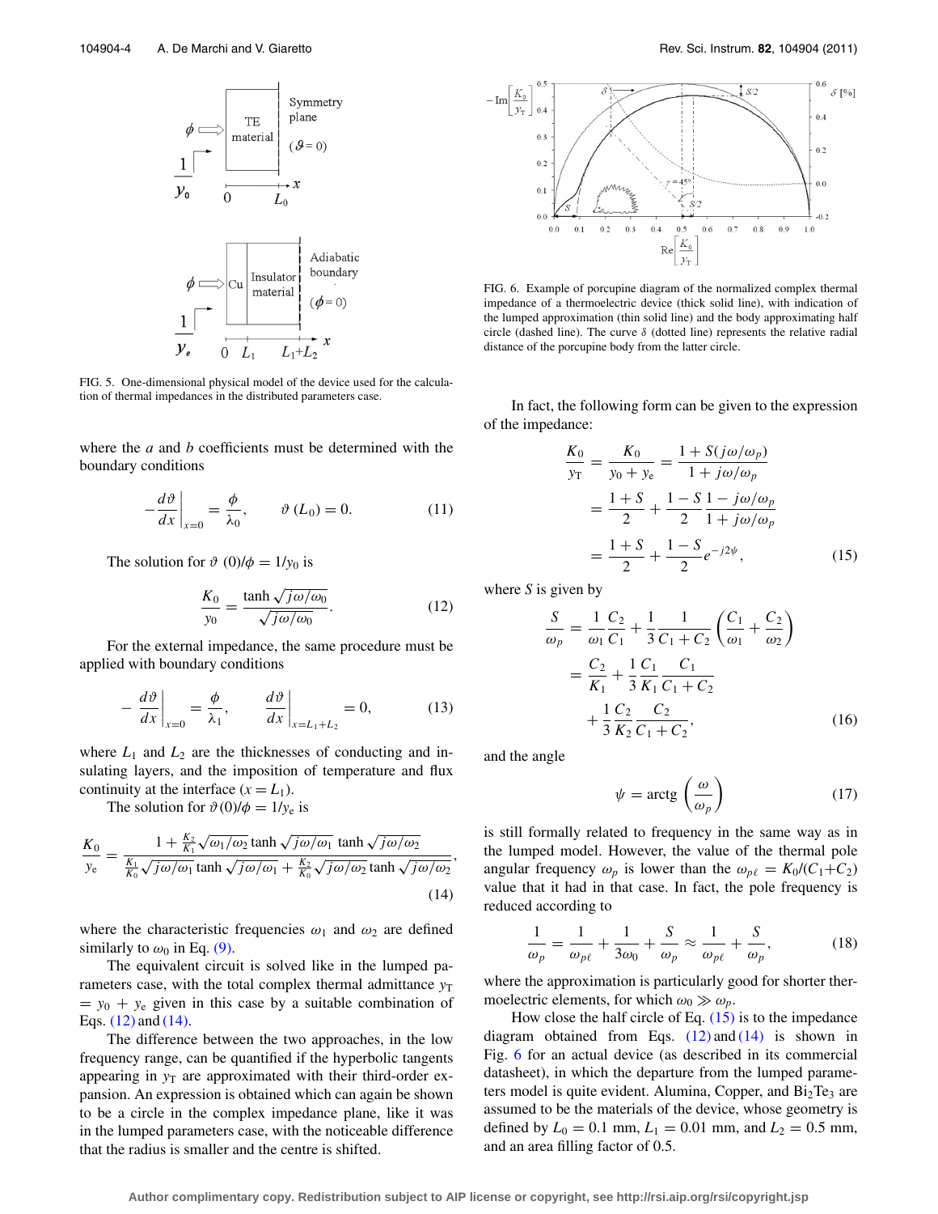FIG. 5. One-dimensional physical model of the device used for the calculation of thermal impedances in the distributed parameters case.

where the $a$ and $b$ coefficients must be determined with the boundary conditions

$$-\left.\frac{d\vartheta}{dx}\right|_{x=0} = \frac{\phi}{\lambda_0}, \qquad \vartheta(L_0) = 0. \tag{11}$$

The solution for $\vartheta(0)/\phi = 1/y_0$ is

$$\frac{K_0}{y_0} = \frac{\tanh\sqrt{j\omega/\omega_0}}{\sqrt{j\omega/\omega_0}}. \tag{12}$$

For the external impedance, the same procedure must be applied with boundary conditions

$$-\left.\frac{d\vartheta}{dx}\right|_{x=0} = \frac{\phi}{\lambda_1}, \qquad \left.\frac{d\vartheta}{dx}\right|_{x=L_1+L_2} = 0, \tag{13}$$

where $L_1$ and $L_2$ are the thicknesses of conducting and insulating layers, and the imposition of temperature and flux continuity at the interface ($x = L_1$).

The solution for $\vartheta(0)/\phi = 1/y_e$ is

$$\frac{K_0}{y_e} = \frac{1 + \frac{K_2}{K_1}\sqrt{\omega_1/\omega_2}\tanh\sqrt{j\omega/\omega_1}\,\tanh\sqrt{j\omega/\omega_2}}{\frac{K_1}{K_0}\sqrt{j\omega/\omega_1}\tanh\sqrt{j\omega/\omega_1} + \frac{K_2}{K_0}\sqrt{j\omega/\omega_2}\tanh\sqrt{j\omega/\omega_2}}, \tag{14}$$

where the characteristic frequencies $\omega_1$ and $\omega_2$ are defined similarly to $\omega_0$ in Eq. (9).

The equivalent circuit is solved like in the lumped parameters case, with the total complex thermal admittance $y_T = y_0 + y_e$ given in this case by a suitable combination of Eqs. (12) and (14).

The difference between the two approaches, in the low frequency range, can be quantified if the hyperbolic tangents appearing in $y_T$ are approximated with their third-order expansion. An expression is obtained which can again be shown to be a circle in the complex impedance plane, like it was in the lumped parameters case, with the noticeable difference that the radius is smaller and the centre is shifted.

FIG. 6. Example of porcupine diagram of the normalized complex thermal impedance of a thermoelectric device (thick solid line), with indication of the lumped approximation (thin solid line) and the body approximating half circle (dashed line). The curve $\delta$ (dotted line) represents the relative radial distance of the porcupine body from the latter circle.

In fact, the following form can be given to the expression of the impedance:

$$\begin{aligned}\frac{K_0}{y_T} &= \frac{K_0}{y_0 + y_e} = \frac{1 + S(j\omega/\omega_p)}{1 + j\omega/\omega_p} \\ &= \frac{1+S}{2} + \frac{1-S}{2}\frac{1 - j\omega/\omega_p}{1 + j\omega/\omega_p} \\ &= \frac{1+S}{2} + \frac{1-S}{2}e^{-j2\psi},\end{aligned} \tag{15}$$

where $S$ is given by

$$\begin{aligned}\frac{S}{\omega_p} &= \frac{1}{\omega_1}\frac{C_2}{C_1} + \frac{1}{3}\frac{1}{C_1 + C_2}\left(\frac{C_1}{\omega_1} + \frac{C_2}{\omega_2}\right) \\ &= \frac{C_2}{K_1} + \frac{1}{3}\frac{C_1}{K_1}\frac{C_1}{C_1 + C_2} \\ &\quad + \frac{1}{3}\frac{C_2}{K_2}\frac{C_2}{C_1 + C_2},\end{aligned} \tag{16}$$

and the angle

$$\psi = \operatorname{arctg}\left(\frac{\omega}{\omega_p}\right) \tag{17}$$

is still formally related to frequency in the same way as in the lumped model. However, the value of the thermal pole angular frequency $\omega_p$ is lower than the $\omega_{p\ell} = K_0/(C_1+C_2)$ value that it had in that case. In fact, the pole frequency is reduced according to

$$\frac{1}{\omega_p} = \frac{1}{\omega_{p\ell}} + \frac{1}{3\omega_0} + \frac{S}{\omega_p} \approx \frac{1}{\omega_{p\ell}} + \frac{S}{\omega_p}, \tag{18}$$

where the approximation is particularly good for shorter thermoelectric elements, for which $\omega_0 \gg \omega_p$.

How close the half circle of Eq. (15) is to the impedance diagram obtained from Eqs. (12) and (14) is shown in Fig. 6 for an actual device (as described in its commercial datasheet), in which the departure from the lumped parameters model is quite evident. Alumina, Copper, and $Bi_2Te_3$ are assumed to be the materials of the device, whose geometry is defined by $L_0 = 0.1$ mm, $L_1 = 0.01$ mm, and $L_2 = 0.5$ mm, and an area filling factor of 0.5.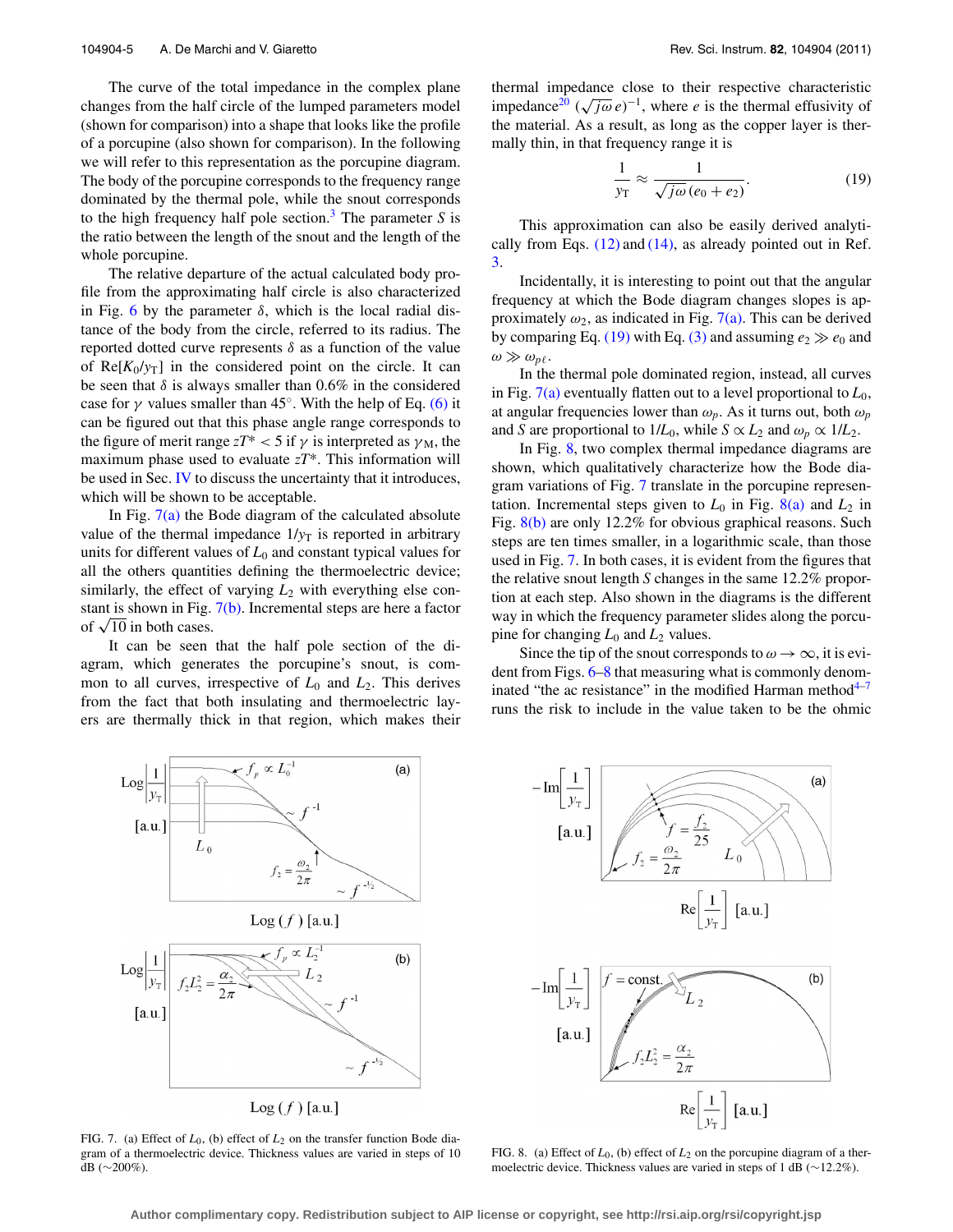The curve of the total impedance in the complex plane changes from the half circle of the lumped parameters model (shown for comparison) into a shape that looks like the profile of a porcupine (also shown for comparison). In the following we will refer to this representation as the porcupine diagram. The body of the porcupine corresponds to the frequency range dominated by the thermal pole, while the snout corresponds to the high frequency half pole section.[3] The parameter $S$ is the ratio between the length of the snout and the length of the whole porcupine.

The relative departure of the actual calculated body profile from the approximating half circle is also characterized in Fig. 6 by the parameter $\delta$, which is the local radial distance of the body from the circle, referred to its radius. The reported dotted curve represents $\delta$ as a function of the value of $\mathrm{Re}[K_0/y_\mathrm{T}]$ in the considered point on the circle. It can be seen that $\delta$ is always smaller than 0.6% in the considered case for $\gamma$ values smaller than 45°. With the help of Eq. (6) it can be figured out that this phase angle range corresponds to the figure of merit range $zT^* < 5$ if $\gamma$ is interpreted as $\gamma_\mathrm{M}$, the maximum phase used to evaluate $zT^*$. This information will be used in Sec. IV to discuss the uncertainty that it introduces, which will be shown to be acceptable.

In Fig. 7(a) the Bode diagram of the calculated absolute value of the thermal impedance $1/y_\mathrm{T}$ is reported in arbitrary units for different values of $L_0$ and constant typical values for all the others quantities defining the thermoelectric device; similarly, the effect of varying $L_2$ with everything else constant is shown in Fig. 7(b). Incremental steps are here a factor of $\sqrt{10}$ in both cases.

It can be seen that the half pole section of the diagram, which generates the porcupine's snout, is common to all curves, irrespective of $L_0$ and $L_2$. This derives from the fact that both insulating and thermoelectric layers are thermally thick in that region, which makes their thermal impedance close to their respective characteristic impedance[20] $(\sqrt{j\omega}\, e)^{-1}$, where $e$ is the thermal effusivity of the material. As a result, as long as the copper layer is thermally thin, in that frequency range it is

$$\frac{1}{y_\mathrm{T}} \approx \frac{1}{\sqrt{j\omega}\,(e_0 + e_2)}. \tag{19}$$

This approximation can also be easily derived analytically from Eqs. (12) and (14), as already pointed out in Ref. 3.

Incidentally, it is interesting to point out that the angular frequency at which the Bode diagram changes slopes is approximately $\omega_2$, as indicated in Fig. 7(a). This can be derived by comparing Eq. (19) with Eq. (3) and assuming $e_2 \gg e_0$ and $\omega \gg \omega_{p\ell}$.

In the thermal pole dominated region, instead, all curves in Fig. 7(a) eventually flatten out to a level proportional to $L_0$, at angular frequencies lower than $\omega_p$. As it turns out, both $\omega_p$ and $S$ are proportional to $1/L_0$, while $S \propto L_2$ and $\omega_p \propto 1/L_2$.

In Fig. 8, two complex thermal impedance diagrams are shown, which qualitatively characterize how the Bode diagram variations of Fig. 7 translate in the porcupine representation. Incremental steps given to $L_0$ in Fig. 8(a) and $L_2$ in Fig. 8(b) are only 12.2% for obvious graphical reasons. Such steps are ten times smaller, in a logarithmic scale, than those used in Fig. 7. In both cases, it is evident from the figures that the relative snout length $S$ changes in the same 12.2% proportion at each step. Also shown in the diagrams is the different way in which the frequency parameter slides along the porcupine for changing $L_0$ and $L_2$ values.

Since the tip of the snout corresponds to $\omega \to \infty$, it is evident from Figs. 6–8 that measuring what is commonly denominated "the ac resistance" in the modified Harman method[4–7] runs the risk to include in the value taken to be the ohmic

FIG. 7. (a) Effect of $L_0$, (b) effect of $L_2$ on the transfer function Bode diagram of a thermoelectric device. Thickness values are varied in steps of 10 dB (~200%).

FIG. 8. (a) Effect of $L_0$, (b) effect of $L_2$ on the porcupine diagram of a thermoelectric device. Thickness values are varied in steps of 1 dB (~12.2%).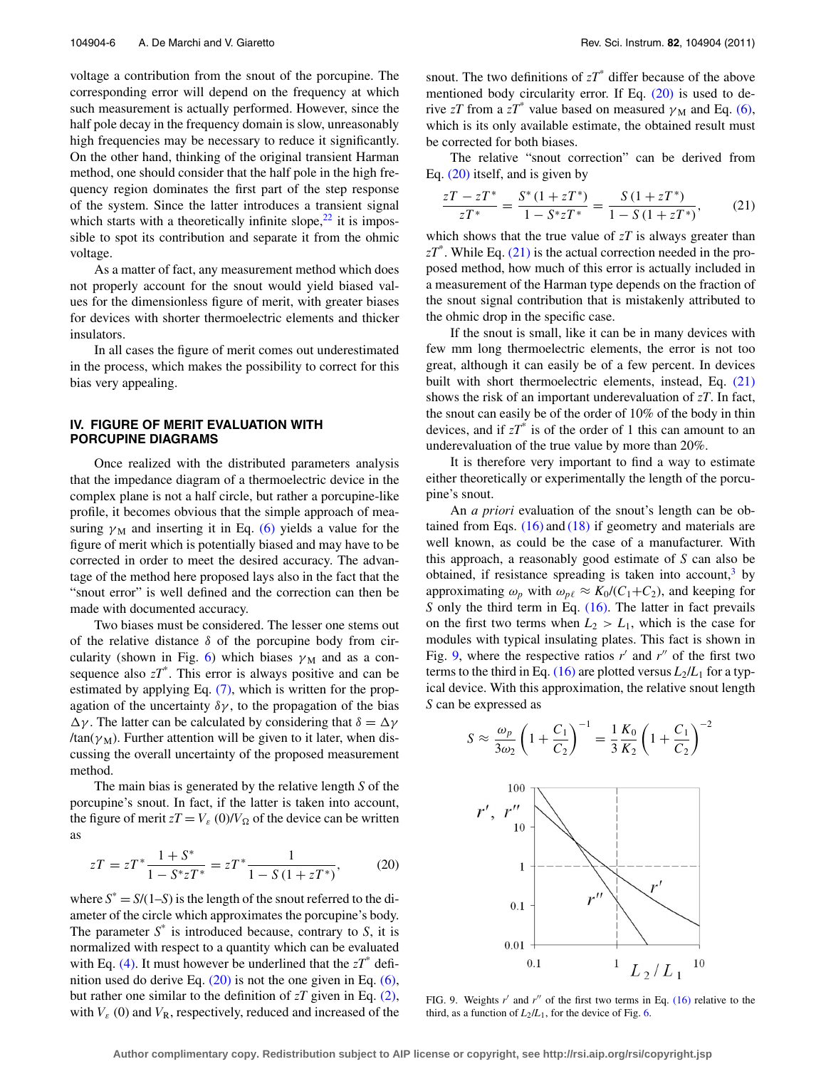voltage a contribution from the snout of the porcupine. The corresponding error will depend on the frequency at which such measurement is actually performed. However, since the half pole decay in the frequency domain is slow, unreasonably high frequencies may be necessary to reduce it significantly. On the other hand, thinking of the original transient Harman method, one should consider that the half pole in the high frequency region dominates the first part of the step response of the system. Since the latter introduces a transient signal which starts with a theoretically infinite slope,[22] it is impossible to spot its contribution and separate it from the ohmic voltage.

As a matter of fact, any measurement method which does not properly account for the snout would yield biased values for the dimensionless figure of merit, with greater biases for devices with shorter thermoelectric elements and thicker insulators.

In all cases the figure of merit comes out underestimated in the process, which makes the possibility to correct for this bias very appealing.

## IV. FIGURE OF MERIT EVALUATION WITH PORCUPINE DIAGRAMS

Once realized with the distributed parameters analysis that the impedance diagram of a thermoelectric device in the complex plane is not a half circle, but rather a porcupine-like profile, it becomes obvious that the simple approach of measuring $\gamma_M$ and inserting it in Eq. (6) yields a value for the figure of merit which is potentially biased and may have to be corrected in order to meet the desired accuracy. The advantage of the method here proposed lays also in the fact that the "snout error" is well defined and the correction can then be made with documented accuracy.

Two biases must be considered. The lesser one stems out of the relative distance $\delta$ of the porcupine body from circularity (shown in Fig. 6) which biases $\gamma_M$ and as a consequence also $zT^*$. This error is always positive and can be estimated by applying Eq. (7), which is written for the propagation of the uncertainty $\delta\gamma$, to the propagation of the bias $\Delta\gamma$. The latter can be calculated by considering that $\delta = \Delta\gamma / \tan(\gamma_M)$. Further attention will be given to it later, when discussing the overall uncertainty of the proposed measurement method.

The main bias is generated by the relative length $S$ of the porcupine's snout. In fact, if the latter is taken into account, the figure of merit $zT = V_\varepsilon(0)/V_\Omega$ of the device can be written as

$$zT = zT^* \frac{1 + S^*}{1 - S^* zT^*} = zT^* \frac{1}{1 - S(1 + zT^*)}, \tag{20}$$

where $S^* = S/(1-S)$ is the length of the snout referred to the diameter of the circle which approximates the porcupine's body. The parameter $S^*$ is introduced because, contrary to $S$, it is normalized with respect to a quantity which can be evaluated with Eq. (4). It must however be underlined that the $zT^*$ definition used do derive Eq. (20) is not the one given in Eq. (6), but rather one similar to the definition of $zT$ given in Eq. (2), with $V_\varepsilon(0)$ and $V_R$, respectively, reduced and increased of the snout. The two definitions of $zT^*$ differ because of the above mentioned body circularity error. If Eq. (20) is used to derive $zT$ from a $zT^*$ value based on measured $\gamma_M$ and Eq. (6), which is its only available estimate, the obtained result must be corrected for both biases.

The relative "snout correction" can be derived from Eq. (20) itself, and is given by

$$\frac{zT - zT^*}{zT^*} = \frac{S^*(1 + zT^*)}{1 - S^* zT^*} = \frac{S(1 + zT^*)}{1 - S(1 + zT^*)}, \tag{21}$$

which shows that the true value of $zT$ is always greater than $zT^*$. While Eq. (21) is the actual correction needed in the proposed method, how much of this error is actually included in a measurement of the Harman type depends on the fraction of the snout signal contribution that is mistakenly attributed to the ohmic drop in the specific case.

If the snout is small, like it can be in many devices with few mm long thermoelectric elements, the error is not too great, although it can easily be of a few percent. In devices built with short thermoelectric elements, instead, Eq. (21) shows the risk of an important underevaluation of $zT$. In fact, the snout can easily be of the order of 10% of the body in thin devices, and if $zT^*$ is of the order of 1 this can amount to an underevaluation of the true value by more than 20%.

It is therefore very important to find a way to estimate either theoretically or experimentally the length of the porcupine's snout.

An *a priori* evaluation of the snout's length can be obtained from Eqs. (16) and (18) if geometry and materials are well known, as could be the case of a manufacturer. With this approach, a reasonably good estimate of $S$ can also be obtained, if resistance spreading is taken into account,[3] by approximating $\omega_p$ with $\omega_{p\ell} \approx K_0/(C_1+C_2)$, and keeping for $S$ only the third term in Eq. (16). The latter in fact prevails on the first two terms when $L_2 > L_1$, which is the case for modules with typical insulating plates. This fact is shown in Fig. 9, where the respective ratios $r'$ and $r''$ of the first two terms to the third in Eq. (16) are plotted versus $L_2/L_1$ for a typical device. With this approximation, the relative snout length $S$ can be expressed as

$$S \approx \frac{\omega_p}{3\omega_2}\left(1 + \frac{C_1}{C_2}\right)^{-1} = \frac{1}{3}\frac{K_0}{K_2}\left(1 + \frac{C_1}{C_2}\right)^{-2}$$

FIG. 9. Weights $r'$ and $r''$ of the first two terms in Eq. (16) relative to the third, as a function of $L_2/L_1$, for the device of Fig. 6.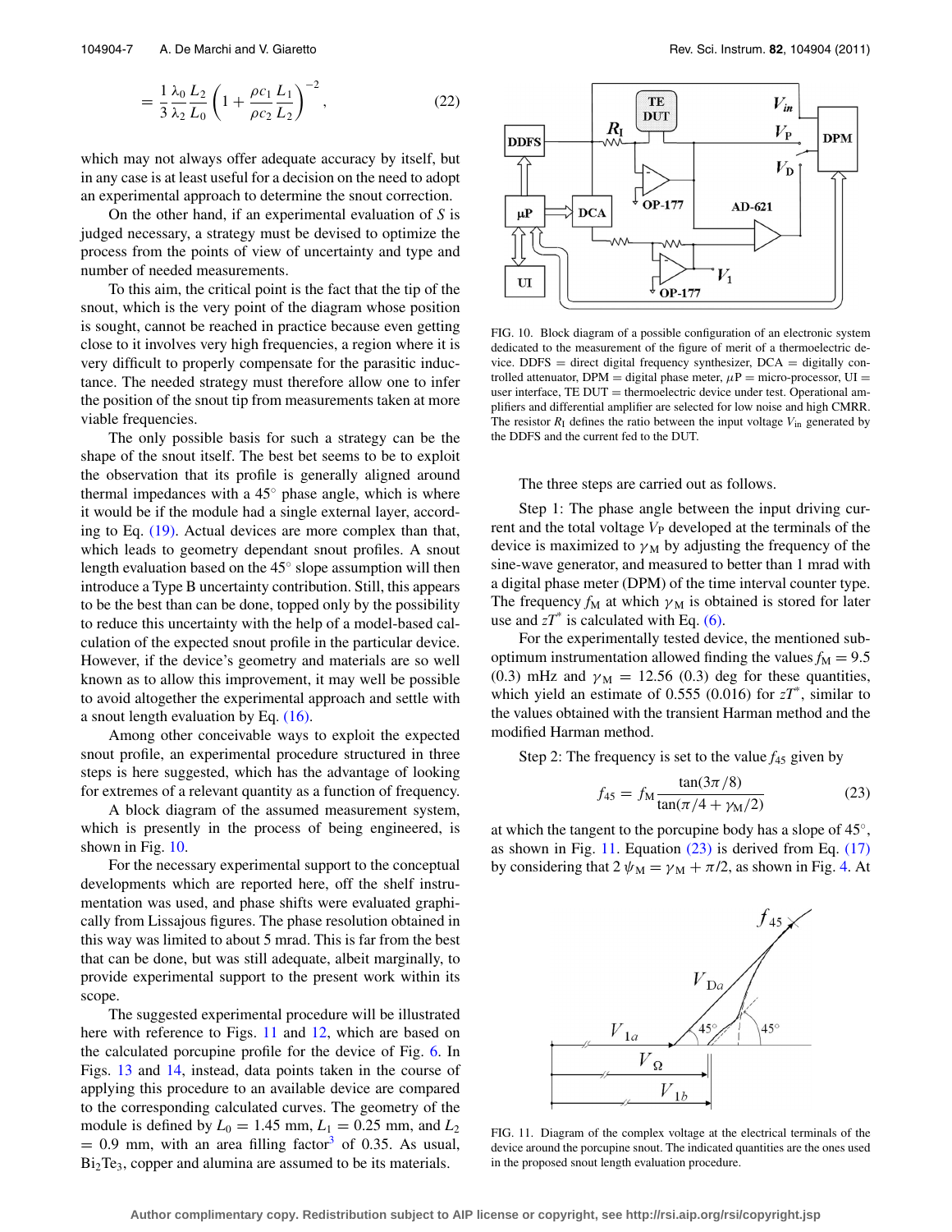$$= \frac{1}{3}\frac{\lambda_0}{\lambda_2}\frac{L_2}{L_0}\left(1+\frac{\rho c_1}{\rho c_2}\frac{L_1}{L_2}\right)^{-2}, \tag{22}$$

which may not always offer adequate accuracy by itself, but in any case is at least useful for a decision on the need to adopt an experimental approach to determine the snout correction.

On the other hand, if an experimental evaluation of $S$ is judged necessary, a strategy must be devised to optimize the process from the points of view of uncertainty and type and number of needed measurements.

To this aim, the critical point is the fact that the tip of the snout, which is the very point of the diagram whose position is sought, cannot be reached in practice because even getting close to it involves very high frequencies, a region where it is very difficult to properly compensate for the parasitic inductance. The needed strategy must therefore allow one to infer the position of the snout tip from measurements taken at more viable frequencies.

The only possible basis for such a strategy can be the shape of the snout itself. The best bet seems to be to exploit the observation that its profile is generally aligned around thermal impedances with a 45° phase angle, which is where it would be if the module had a single external layer, according to Eq. (19). Actual devices are more complex than that, which leads to geometry dependant snout profiles. A snout length evaluation based on the 45° slope assumption will then introduce a Type B uncertainty contribution. Still, this appears to be the best than can be done, topped only by the possibility to reduce this uncertainty with the help of a model-based calculation of the expected snout profile in the particular device. However, if the device's geometry and materials are so well known as to allow this improvement, it may well be possible to avoid altogether the experimental approach and settle with a snout length evaluation by Eq. (16).

Among other conceivable ways to exploit the expected snout profile, an experimental procedure structured in three steps is here suggested, which has the advantage of looking for extremes of a relevant quantity as a function of frequency.

A block diagram of the assumed measurement system, which is presently in the process of being engineered, is shown in Fig. 10.

For the necessary experimental support to the conceptual developments which are reported here, off the shelf instrumentation was used, and phase shifts were evaluated graphically from Lissajous figures. The phase resolution obtained in this way was limited to about 5 mrad. This is far from the best that can be done, but was still adequate, albeit marginally, to provide experimental support to the present work within its scope.

The suggested experimental procedure will be illustrated here with reference to Figs. 11 and 12, which are based on the calculated porcupine profile for the device of Fig. 6. In Figs. 13 and 14, instead, data points taken in the course of applying this procedure to an available device are compared to the corresponding calculated curves. The geometry of the module is defined by $L_0$ = 1.45 mm, $L_1$ = 0.25 mm, and $L_2$ = 0.9 mm, with an area filling factor[3] of 0.35. As usual, $Bi_2Te_3$, copper and alumina are assumed to be its materials.

DDFS
$R_I$
TE DUT
$V_{in}$
$V_P$
DPM
$V_D$
OP-177
μP
DCA
AD-621
UI
$V_1$
OP-177

FIG. 10. Block diagram of a possible configuration of an electronic system dedicated to the measurement of the figure of merit of a thermoelectric device. DDFS = direct digital frequency synthesizer, DCA = digitally controlled attenuator, DPM = digital phase meter, μP = micro-processor, UI = user interface, TE DUT = thermoelectric device under test. Operational amplifiers and differential amplifier are selected for low noise and high CMRR. The resistor $R_I$ defines the ratio between the input voltage $V_{in}$ generated by the DDFS and the current fed to the DUT.

The three steps are carried out as follows.

Step 1: The phase angle between the input driving current and the total voltage $V_P$ developed at the terminals of the device is maximized to $\gamma_M$ by adjusting the frequency of the sine-wave generator, and measured to better than 1 mrad with a digital phase meter (DPM) of the time interval counter type. The frequency $f_M$ at which $\gamma_M$ is obtained is stored for later use and $zT^*$ is calculated with Eq. (6).

For the experimentally tested device, the mentioned sub-optimum instrumentation allowed finding the values $f_M$ = 9.5 (0.3) mHz and $\gamma_M$ = 12.56 (0.3) deg for these quantities, which yield an estimate of 0.555 (0.016) for $zT^*$, similar to the values obtained with the transient Harman method and the modified Harman method.

Step 2: The frequency is set to the value $f_{45}$ given by

$$f_{45} = f_M \frac{\tan(3\pi/8)}{\tan(\pi/4+\gamma_M/2)} \tag{23}$$

at which the tangent to the porcupine body has a slope of 45°, as shown in Fig. 11. Equation (23) is derived from Eq. (17) by considering that $2\,\psi_M = \gamma_M + \pi/2$, as shown in Fig. 4. At

$f_{45}$
$V_{Da}$
$V_{1a}$
45°
45°
$V_\Omega$
$V_{1b}$

FIG. 11. Diagram of the complex voltage at the electrical terminals of the device around the porcupine snout. The indicated quantities are the ones used in the proposed snout length evaluation procedure.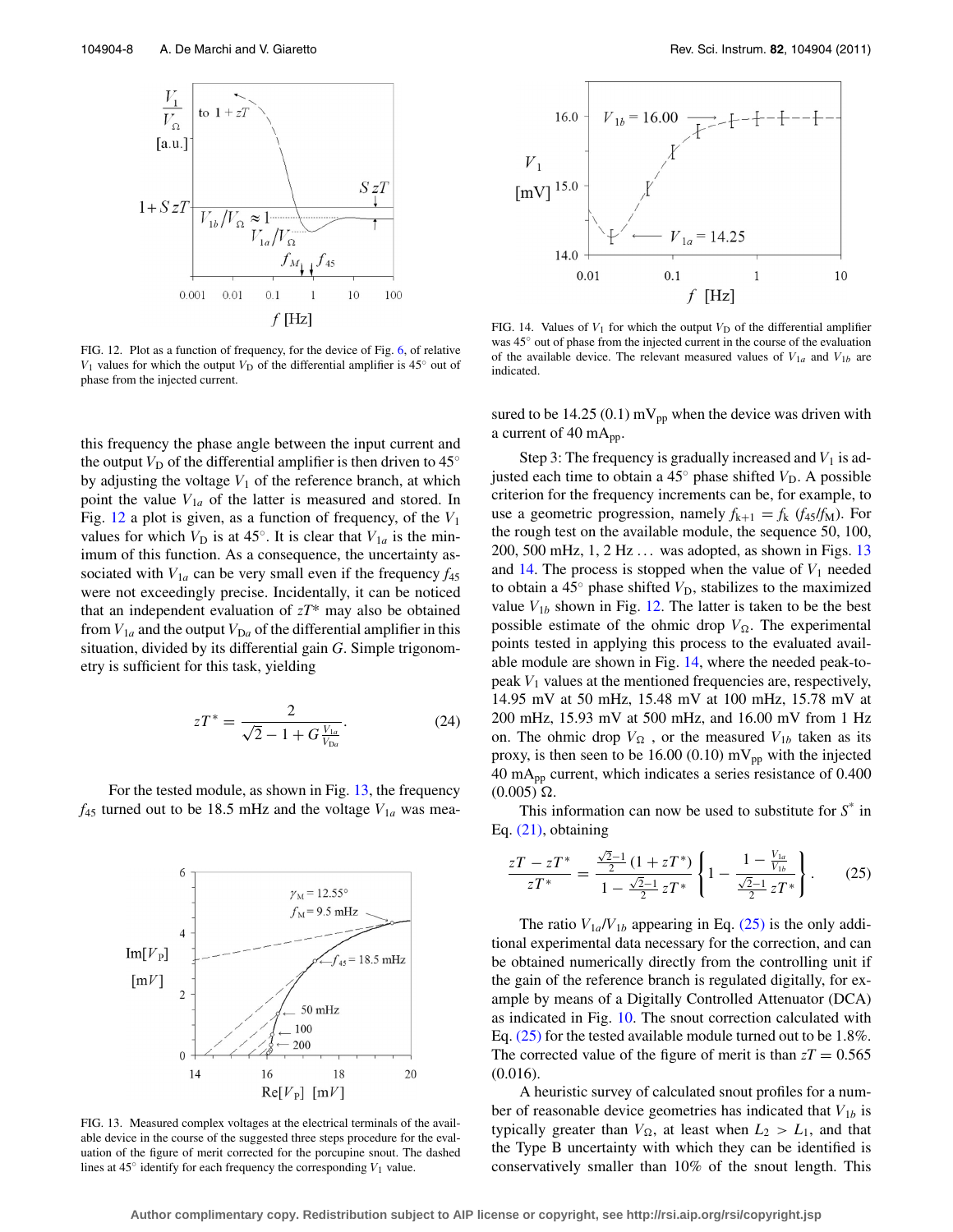FIG. 12. Plot as a function of frequency, for the device of Fig. 6, of relative $V_1$ values for which the output $V_D$ of the differential amplifier is 45° out of phase from the injected current.

this frequency the phase angle between the input current and the output $V_D$ of the differential amplifier is then driven to 45° by adjusting the voltage $V_1$ of the reference branch, at which point the value $V_{1a}$ of the latter is measured and stored. In Fig. 12 a plot is given, as a function of frequency, of the $V_1$ values for which $V_D$ is at 45°. It is clear that $V_{1a}$ is the minimum of this function. As a consequence, the uncertainty associated with $V_{1a}$ can be very small even if the frequency $f_{45}$ were not exceedingly precise. Incidentally, it can be noticed that an independent evaluation of $zT^*$ may also be obtained from $V_{1a}$ and the output $V_{Da}$ of the differential amplifier in this situation, divided by its differential gain $G$. Simple trigonometry is sufficient for this task, yielding

$$zT^* = \frac{2}{\sqrt{2} - 1 + G\frac{V_{1a}}{V_{Da}}}. \tag{24}$$

For the tested module, as shown in Fig. 13, the frequency $f_{45}$ turned out to be 18.5 mHz and the voltage $V_{1a}$ was measured to be 14.25 (0.1) $\text{mV}_{\text{pp}}$ when the device was driven with a current of 40 $\text{mA}_{\text{pp}}$.

FIG. 13. Measured complex voltages at the electrical terminals of the available device in the course of the suggested three steps procedure for the evaluation of the figure of merit corrected for the porcupine snout. The dashed lines at 45° identify for each frequency the corresponding $V_1$ value.

FIG. 14. Values of $V_1$ for which the output $V_D$ of the differential amplifier was 45° out of phase from the injected current in the course of the evaluation of the available device. The relevant measured values of $V_{1a}$ and $V_{1b}$ are indicated.

Step 3: The frequency is gradually increased and $V_1$ is adjusted each time to obtain a 45° phase shifted $V_D$. A possible criterion for the frequency increments can be, for example, to use a geometric progression, namely $f_{k+1} = f_k\ (f_{45}/f_M)$. For the rough test on the available module, the sequence 50, 100, 200, 500 mHz, 1, 2 Hz ... was adopted, as shown in Figs. 13 and 14. The process is stopped when the value of $V_1$ needed to obtain a 45° phase shifted $V_D$, stabilizes to the maximized value $V_{1b}$ shown in Fig. 12. The latter is taken to be the best possible estimate of the ohmic drop $V_\Omega$. The experimental points tested in applying this process to the evaluated available module are shown in Fig. 14, where the needed peak-to-peak $V_1$ values at the mentioned frequencies are, respectively, 14.95 mV at 50 mHz, 15.48 mV at 100 mHz, 15.78 mV at 200 mHz, 15.93 mV at 500 mHz, and 16.00 mV from 1 Hz on. The ohmic drop $V_\Omega$ , or the measured $V_{1b}$ taken as its proxy, is then seen to be 16.00 (0.10) $\text{mV}_{\text{pp}}$ with the injected 40 $\text{mA}_{\text{pp}}$ current, which indicates a series resistance of 0.400 (0.005) Ω.

This information can now be used to substitute for $S^*$ in Eq. (21), obtaining

$$\frac{zT - zT^*}{zT^*} = \frac{\frac{\sqrt{2}-1}{2}(1 + zT^*)}{1 - \frac{\sqrt{2}-1}{2}zT^*}\left\{1 - \frac{1 - \frac{V_{1a}}{V_{1b}}}{\frac{\sqrt{2}-1}{2}zT^*}\right\}. \tag{25}$$

The ratio $V_{1a}/V_{1b}$ appearing in Eq. (25) is the only additional experimental data necessary for the correction, and can be obtained numerically directly from the controlling unit if the gain of the reference branch is regulated digitally, for example by means of a Digitally Controlled Attenuator (DCA) as indicated in Fig. 10. The snout correction calculated with Eq. (25) for the tested available module turned out to be 1.8%. The corrected value of the figure of merit is than $zT = 0.565$ (0.016).

A heuristic survey of calculated snout profiles for a number of reasonable device geometries has indicated that $V_{1b}$ is typically greater than $V_\Omega$, at least when $L_2 > L_1$, and that the Type B uncertainty with which they can be identified is conservatively smaller than 10% of the snout length. This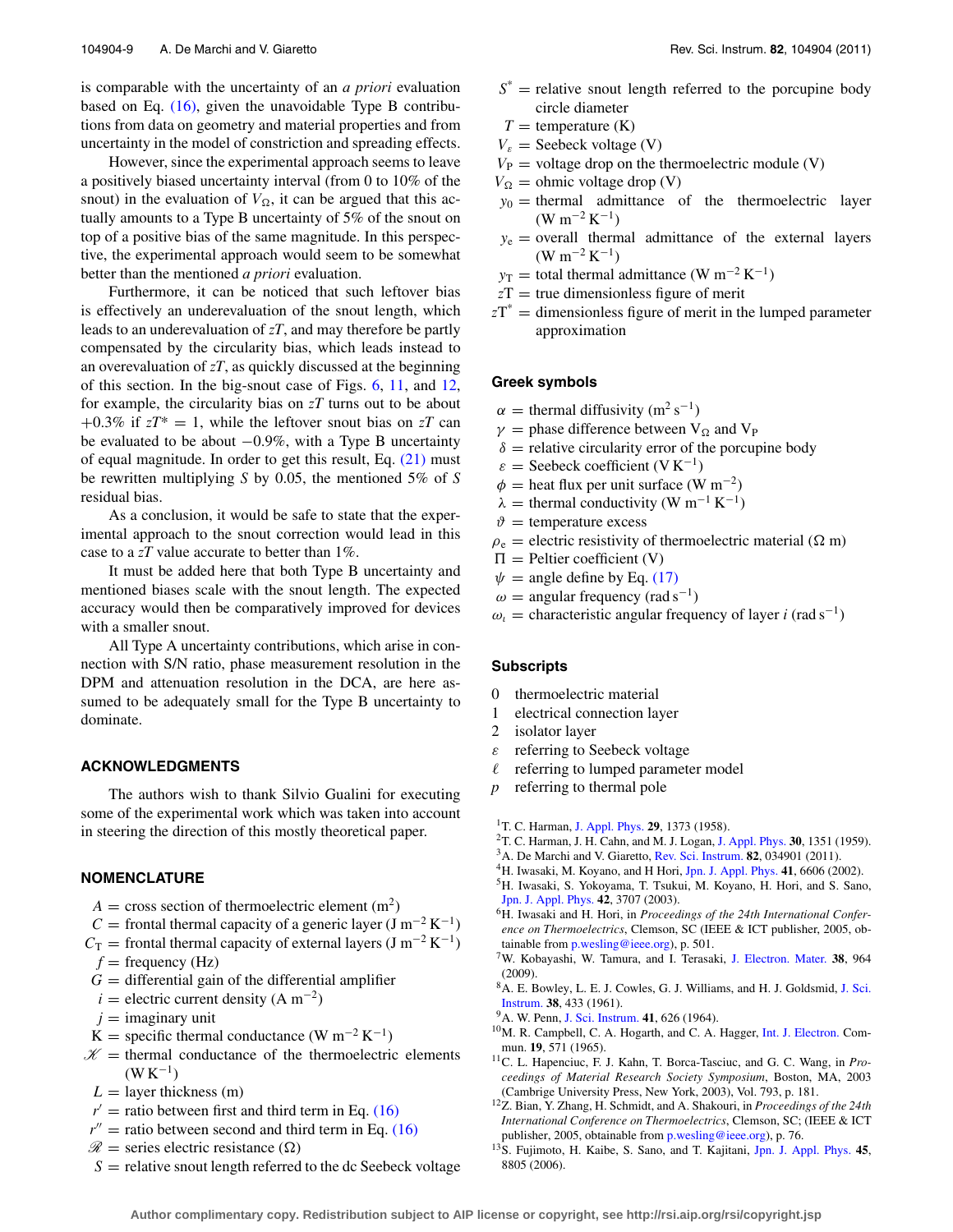is comparable with the uncertainty of an *a priori* evaluation based on Eq. (16), given the unavoidable Type B contributions from data on geometry and material properties and from uncertainty in the model of constriction and spreading effects.

However, since the experimental approach seems to leave a positively biased uncertainty interval (from 0 to 10% of the snout) in the evaluation of $V_\Omega$, it can be argued that this actually amounts to a Type B uncertainty of 5% of the snout on top of a positive bias of the same magnitude. In this perspective, the experimental approach would seem to be somewhat better than the mentioned *a priori* evaluation.

Furthermore, it can be noticed that such leftover bias is effectively an underevaluation of the snout length, which leads to an underevaluation of $zT$, and may therefore be partly compensated by the circularity bias, which leads instead to an overevaluation of $zT$, as quickly discussed at the beginning of this section. In the big-snout case of Figs. 6, 11, and 12, for example, the circularity bias on $zT$ turns out to be about +0.3% if $zT^* = 1$, while the leftover snout bias on $zT$ can be evaluated to be about −0.9%, with a Type B uncertainty of equal magnitude. In order to get this result, Eq. (21) must be rewritten multiplying $S$ by 0.05, the mentioned 5% of $S$ residual bias.

As a conclusion, it would be safe to state that the experimental approach to the snout correction would lead in this case to a $zT$ value accurate to better than 1%.

It must be added here that both Type B uncertainty and mentioned biases scale with the snout length. The expected accuracy would then be comparatively improved for devices with a smaller snout.

All Type A uncertainty contributions, which arise in connection with S/N ratio, phase measurement resolution in the DPM and attenuation resolution in the DCA, are here assumed to be adequately small for the Type B uncertainty to dominate.

## ACKNOWLEDGMENTS

The authors wish to thank Silvio Gualini for executing some of the experimental work which was taken into account in steering the direction of this mostly theoretical paper.

## NOMENCLATURE

- $A$ = cross section of thermoelectric element (m$^2$)
- $C$ = frontal thermal capacity of a generic layer (J m$^{-2}$ K$^{-1}$)
- $C_T$ = frontal thermal capacity of external layers (J m$^{-2}$ K$^{-1}$)
- $f$ = frequency (Hz)
- $G$ = differential gain of the differential amplifier
- $i$ = electric current density (A m$^{-2}$)
- $j$ = imaginary unit
- K = specific thermal conductance (W m$^{-2}$ K$^{-1}$)
- $\mathscr{K}$ = thermal conductance of the thermoelectric elements (W K$^{-1}$)
- $L$ = layer thickness (m)
- $r'$ = ratio between first and third term in Eq. (16)
- $r''$ = ratio between second and third term in Eq. (16)
- $\mathscr{R}$ = series electric resistance (Ω)
- $S$ = relative snout length referred to the dc Seebeck voltage
- $S^*$ = relative snout length referred to the porcupine body circle diameter
- $T$ = temperature (K)
- $V_\varepsilon$ = Seebeck voltage (V)
- $V_P$ = voltage drop on the thermoelectric module (V)
- $V_\Omega$ = ohmic voltage drop (V)
- $y_0$ = thermal admittance of the thermoelectric layer (W m$^{-2}$ K$^{-1}$)
- $y_e$ = overall thermal admittance of the external layers (W m$^{-2}$ K$^{-1}$)
- $y_T$ = total thermal admittance (W m$^{-2}$ K$^{-1}$)
- $zT$ = true dimensionless figure of merit
- $zT^*$ = dimensionless figure of merit in the lumped parameter approximation

### Greek symbols

- $\alpha$ = thermal diffusivity (m$^2$ s$^{-1}$)
- $\gamma$ = phase difference between $V_\Omega$ and $V_P$
- $\delta$ = relative circularity error of the porcupine body
- $\varepsilon$ = Seebeck coefficient (V K$^{-1}$)
- $\phi$ = heat flux per unit surface (W m$^{-2}$)
- $\lambda$ = thermal conductivity (W m$^{-1}$ K$^{-1}$)
- $\vartheta$ = temperature excess
- $\rho_e$ = electric resistivity of thermoelectric material (Ω m)
- $\Pi$ = Peltier coefficient (V)
- $\psi$ = angle define by Eq. (17)
- $\omega$ = angular frequency (rad s$^{-1}$)
- $\omega_i$ = characteristic angular frequency of layer $i$ (rad s$^{-1}$)

### Subscripts

- 0 thermoelectric material
- 1 electrical connection layer
- 2 isolator layer
- $\varepsilon$ referring to Seebeck voltage
- $\ell$ referring to lumped parameter model
- $p$ referring to thermal pole

[1] T. C. Harman, J. Appl. Phys. **29**, 1373 (1958).
[2] T. C. Harman, J. H. Cahn, and M. J. Logan, J. Appl. Phys. **30**, 1351 (1959).
[3] A. De Marchi and V. Giaretto, Rev. Sci. Instrum. **82**, 034901 (2011).
[4] H. Iwasaki, M. Koyano, and H Hori, Jpn. J. Appl. Phys. **41**, 6606 (2002).
[5] H. Iwasaki, S. Yokoyama, T. Tsukui, M. Koyano, H. Hori, and S. Sano, Jpn. J. Appl. Phys. **42**, 3707 (2003).
[6] H. Iwasaki and H. Hori, in *Proceedings of the 24th International Conference on Thermoelectrics*, Clemson, SC (IEEE & ICT publisher, 2005, obtainable from p.wesling@ieee.org), p. 501.
[7] W. Kobayashi, W. Tamura, and I. Terasaki, J. Electron. Mater. **38**, 964 (2009).
[8] A. E. Bowley, L. E. J. Cowles, G. J. Williams, and H. J. Goldsmid, J. Sci. Instrum. **38**, 433 (1961).
[9] A. W. Penn, J. Sci. Instrum. **41**, 626 (1964).
[10] M. R. Campbell, C. A. Hogarth, and C. A. Hagger, Int. J. Electron. Commun. **19**, 571 (1965).
[11] C. L. Hapenciuc, F. J. Kahn, T. Borca-Tasciuc, and G. C. Wang, in *Proceedings of Material Research Society Symposium*, Boston, MA, 2003 (Cambridge University Press, New York, 2003), Vol. 793, p. 181.
[12] Z. Bian, Y. Zhang, H. Schmidt, and A. Shakouri, in *Proceedings of the 24th International Conference on Thermoelectrics*, Clemson, SC; (IEEE & ICT publisher, 2005, obtainable from p.wesling@ieee.org), p. 76.
[13] S. Fujimoto, H. Kaibe, S. Sano, and T. Kajitani, Jpn. J. Appl. Phys. **45**, 8805 (2006).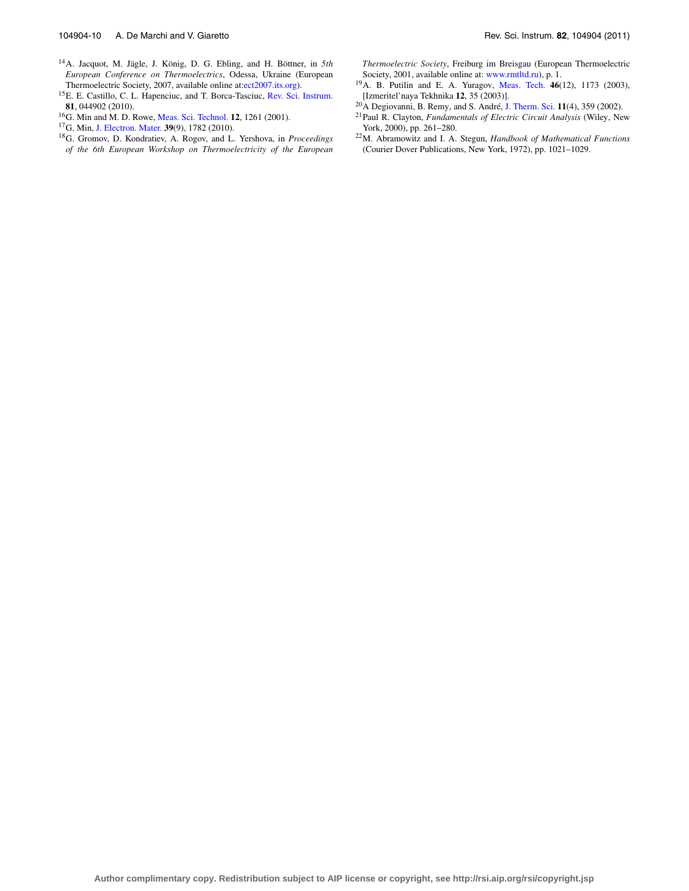[14] A. Jacquot, M. Jägle, J. König, D. G. Ebling, and H. Böttner, in *5th European Conference on Thermoelectrics*, Odessa, Ukraine (European Thermoelectric Society, 2007, available online at:ect2007.its.org).

[15] E. E. Castillo, C. L. Hapenciuc, and T. Borca-Tasciuc, Rev. Sci. Instrum. **81**, 044902 (2010).

[16] G. Min and M. D. Rowe, Meas. Sci. Technol. **12**, 1261 (2001).

[17] G. Min, J. Electron. Mater. **39**(9), 1782 (2010).

[18] G. Gromov, D. Kondratiev, A. Rogov, and L. Yershova, in *Proceedings of the 6th European Workshop on Thermoelectricity of the European Thermoelectric Society*, Freiburg im Breisgau (European Thermoelectric Society, 2001, available online at: www.rmtltd.ru), p. 1.

[19] A. B. Putilin and E. A. Yuragov, Meas. Tech. **46**(12), 1173 (2003), [Izmeritel'naya Tekhnika **12**, 35 (2003)].

[20] A Degiovanni, B. Remy, and S. André, J. Therm. Sci. **11**(4), 359 (2002).

[21] Paul R. Clayton, *Fundamentals of Electric Circuit Analysis* (Wiley, New York, 2000), pp. 261–280.

[22] M. Abramowitz and I. A. Stegun, *Handbook of Mathematical Functions* (Courier Dover Publications, New York, 1972), pp. 1021–1029.